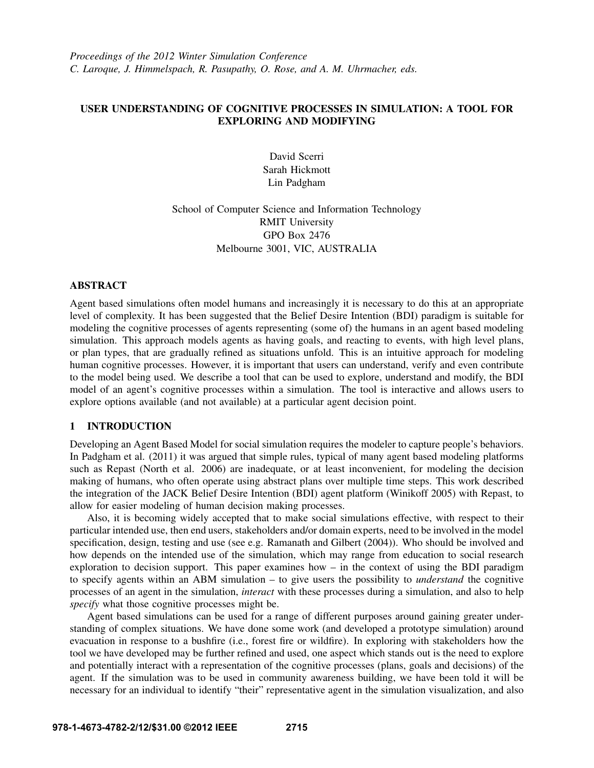*Proceedings of the 2012 Winter Simulation Conference*
*C. Laroque, J. Himmelspach, R. Pasupathy, O. Rose, and A. M. Uhrmacher, eds.*

# USER UNDERSTANDING OF COGNITIVE PROCESSES IN SIMULATION: A TOOL FOR EXPLORING AND MODIFYING

David Scerri
Sarah Hickmott
Lin Padgham

School of Computer Science and Information Technology
RMIT University
GPO Box 2476
Melbourne 3001, VIC, AUSTRALIA

## ABSTRACT

Agent based simulations often model humans and increasingly it is necessary to do this at an appropriate level of complexity. It has been suggested that the Belief Desire Intention (BDI) paradigm is suitable for modeling the cognitive processes of agents representing (some of) the humans in an agent based modeling simulation. This approach models agents as having goals, and reacting to events, with high level plans, or plan types, that are gradually refined as situations unfold. This is an intuitive approach for modeling human cognitive processes. However, it is important that users can understand, verify and even contribute to the model being used. We describe a tool that can be used to explore, understand and modify, the BDI model of an agent's cognitive processes within a simulation. The tool is interactive and allows users to explore options available (and not available) at a particular agent decision point.

## 1 INTRODUCTION

Developing an Agent Based Model for social simulation requires the modeler to capture people's behaviors. In Padgham et al. (2011) it was argued that simple rules, typical of many agent based modeling platforms such as Repast (North et al. 2006) are inadequate, or at least inconvenient, for modeling the decision making of humans, who often operate using abstract plans over multiple time steps. This work described the integration of the JACK Belief Desire Intention (BDI) agent platform (Winikoff 2005) with Repast, to allow for easier modeling of human decision making processes.

Also, it is becoming widely accepted that to make social simulations effective, with respect to their particular intended use, then end users, stakeholders and/or domain experts, need to be involved in the model specification, design, testing and use (see e.g. Ramanath and Gilbert (2004)). Who should be involved and how depends on the intended use of the simulation, which may range from education to social research exploration to decision support. This paper examines how – in the context of using the BDI paradigm to specify agents within an ABM simulation – to give users the possibility to *understand* the cognitive processes of an agent in the simulation, *interact* with these processes during a simulation, and also to help *specify* what those cognitive processes might be.

Agent based simulations can be used for a range of different purposes around gaining greater understanding of complex situations. We have done some work (and developed a prototype simulation) around evacuation in response to a bushfire (i.e., forest fire or wildfire). In exploring with stakeholders how the tool we have developed may be further refined and used, one aspect which stands out is the need to explore and potentially interact with a representation of the cognitive processes (plans, goals and decisions) of the agent. If the simulation was to be used in community awareness building, we have been told it will be necessary for an individual to identify "their" representative agent in the simulation visualization, and also

978-1-4673-4782-2/12/$31.00 ©2012 IEEE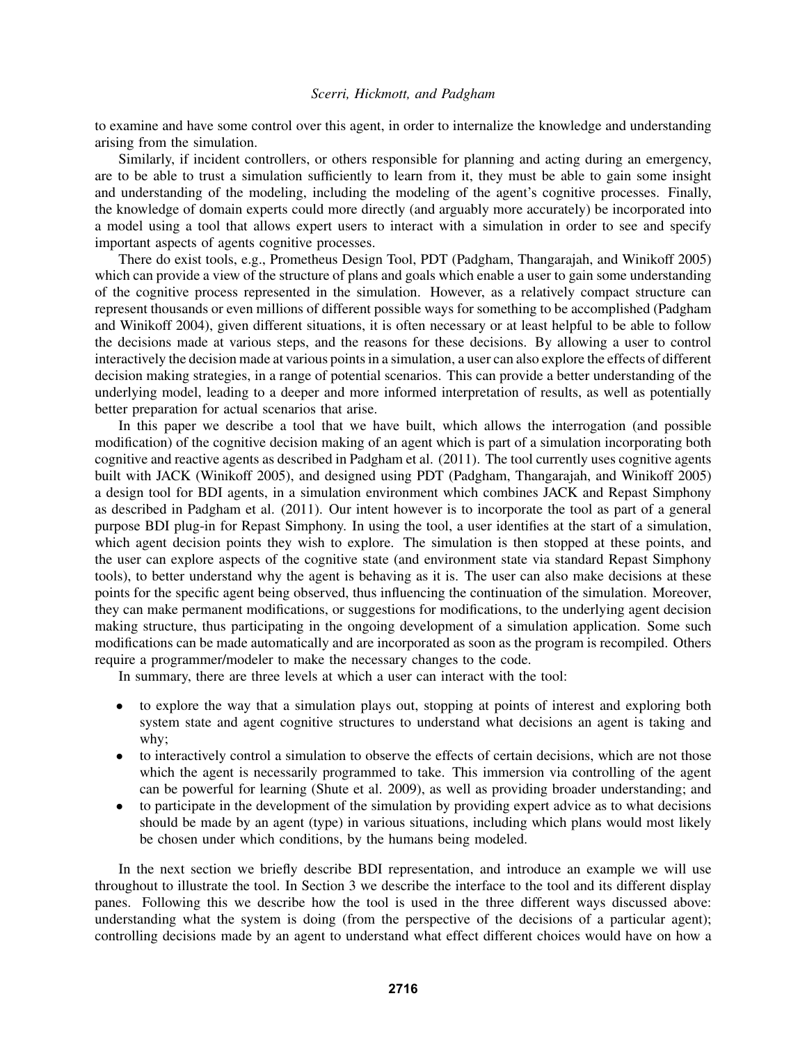to examine and have some control over this agent, in order to internalize the knowledge and understanding arising from the simulation.

Similarly, if incident controllers, or others responsible for planning and acting during an emergency, are to be able to trust a simulation sufficiently to learn from it, they must be able to gain some insight and understanding of the modeling, including the modeling of the agent's cognitive processes. Finally, the knowledge of domain experts could more directly (and arguably more accurately) be incorporated into a model using a tool that allows expert users to interact with a simulation in order to see and specify important aspects of agents cognitive processes.

There do exist tools, e.g., Prometheus Design Tool, PDT (Padgham, Thangarajah, and Winikoff 2005) which can provide a view of the structure of plans and goals which enable a user to gain some understanding of the cognitive process represented in the simulation. However, as a relatively compact structure can represent thousands or even millions of different possible ways for something to be accomplished (Padgham and Winikoff 2004), given different situations, it is often necessary or at least helpful to be able to follow the decisions made at various steps, and the reasons for these decisions. By allowing a user to control interactively the decision made at various points in a simulation, a user can also explore the effects of different decision making strategies, in a range of potential scenarios. This can provide a better understanding of the underlying model, leading to a deeper and more informed interpretation of results, as well as potentially better preparation for actual scenarios that arise.

In this paper we describe a tool that we have built, which allows the interrogation (and possible modification) of the cognitive decision making of an agent which is part of a simulation incorporating both cognitive and reactive agents as described in Padgham et al. (2011). The tool currently uses cognitive agents built with JACK (Winikoff 2005), and designed using PDT (Padgham, Thangarajah, and Winikoff 2005) a design tool for BDI agents, in a simulation environment which combines JACK and Repast Simphony as described in Padgham et al. (2011). Our intent however is to incorporate the tool as part of a general purpose BDI plug-in for Repast Simphony. In using the tool, a user identifies at the start of a simulation, which agent decision points they wish to explore. The simulation is then stopped at these points, and the user can explore aspects of the cognitive state (and environment state via standard Repast Simphony tools), to better understand why the agent is behaving as it is. The user can also make decisions at these points for the specific agent being observed, thus influencing the continuation of the simulation. Moreover, they can make permanent modifications, or suggestions for modifications, to the underlying agent decision making structure, thus participating in the ongoing development of a simulation application. Some such modifications can be made automatically and are incorporated as soon as the program is recompiled. Others require a programmer/modeler to make the necessary changes to the code.

In summary, there are three levels at which a user can interact with the tool:

- to explore the way that a simulation plays out, stopping at points of interest and exploring both system state and agent cognitive structures to understand what decisions an agent is taking and why;
- to interactively control a simulation to observe the effects of certain decisions, which are not those which the agent is necessarily programmed to take. This immersion via controlling of the agent can be powerful for learning (Shute et al. 2009), as well as providing broader understanding; and
- to participate in the development of the simulation by providing expert advice as to what decisions should be made by an agent (type) in various situations, including which plans would most likely be chosen under which conditions, by the humans being modeled.

In the next section we briefly describe BDI representation, and introduce an example we will use throughout to illustrate the tool. In Section 3 we describe the interface to the tool and its different display panes. Following this we describe how the tool is used in the three different ways discussed above: understanding what the system is doing (from the perspective of the decisions of a particular agent); controlling decisions made by an agent to understand what effect different choices would have on how a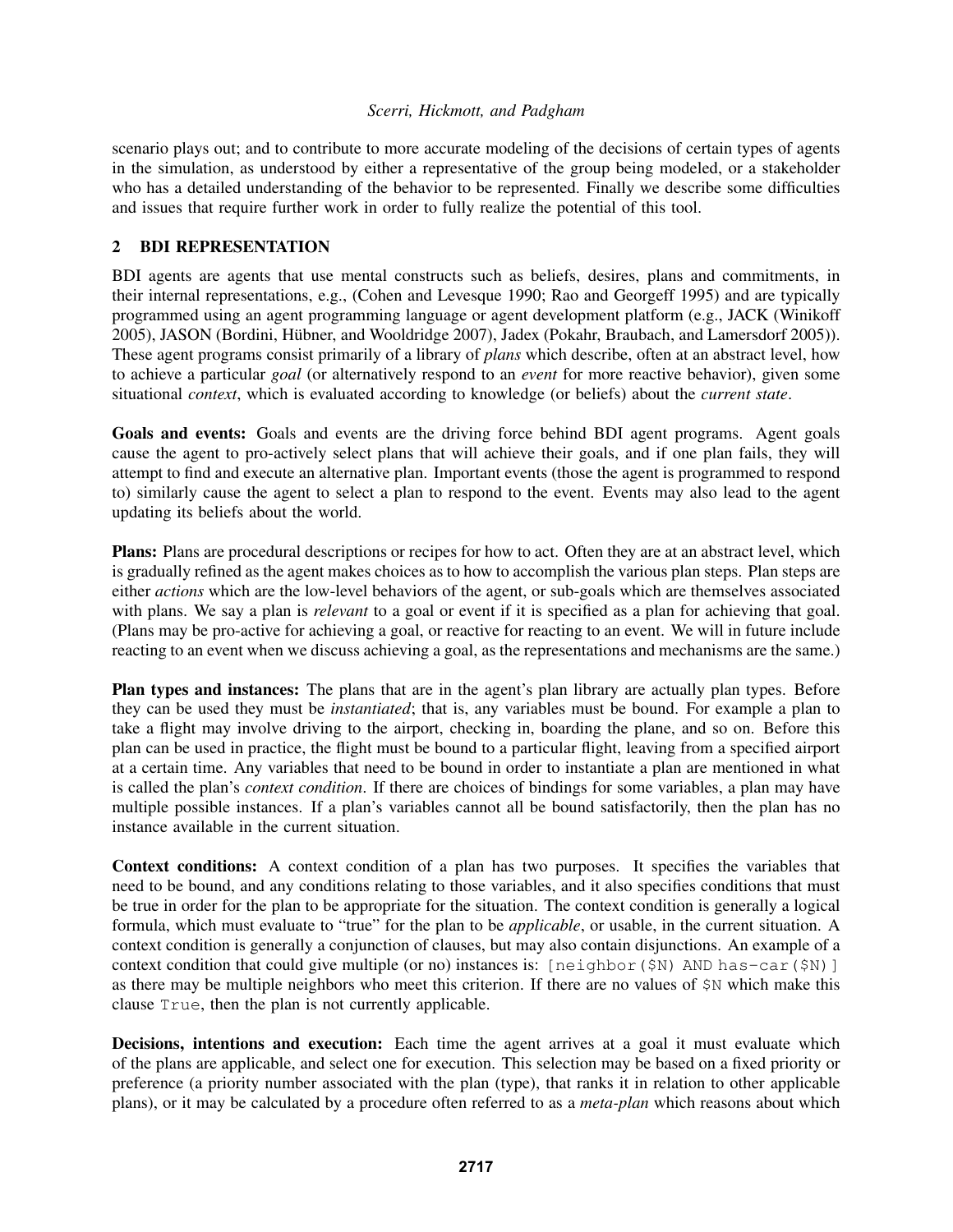scenario plays out; and to contribute to more accurate modeling of the decisions of certain types of agents in the simulation, as understood by either a representative of the group being modeled, or a stakeholder who has a detailed understanding of the behavior to be represented. Finally we describe some difficulties and issues that require further work in order to fully realize the potential of this tool.

## 2 BDI REPRESENTATION

BDI agents are agents that use mental constructs such as beliefs, desires, plans and commitments, in their internal representations, e.g., (Cohen and Levesque 1990; Rao and Georgeff 1995) and are typically programmed using an agent programming language or agent development platform (e.g., JACK (Winikoff 2005), JASON (Bordini, Hübner, and Wooldridge 2007), Jadex (Pokahr, Braubach, and Lamersdorf 2005)). These agent programs consist primarily of a library of *plans* which describe, often at an abstract level, how to achieve a particular *goal* (or alternatively respond to an *event* for more reactive behavior), given some situational *context*, which is evaluated according to knowledge (or beliefs) about the *current state*.

**Goals and events:** Goals and events are the driving force behind BDI agent programs. Agent goals cause the agent to pro-actively select plans that will achieve their goals, and if one plan fails, they will attempt to find and execute an alternative plan. Important events (those the agent is programmed to respond to) similarly cause the agent to select a plan to respond to the event. Events may also lead to the agent updating its beliefs about the world.

**Plans:** Plans are procedural descriptions or recipes for how to act. Often they are at an abstract level, which is gradually refined as the agent makes choices as to how to accomplish the various plan steps. Plan steps are either *actions* which are the low-level behaviors of the agent, or sub-goals which are themselves associated with plans. We say a plan is *relevant* to a goal or event if it is specified as a plan for achieving that goal. (Plans may be pro-active for achieving a goal, or reactive for reacting to an event. We will in future include reacting to an event when we discuss achieving a goal, as the representations and mechanisms are the same.)

**Plan types and instances:** The plans that are in the agent's plan library are actually plan types. Before they can be used they must be *instantiated*; that is, any variables must be bound. For example a plan to take a flight may involve driving to the airport, checking in, boarding the plane, and so on. Before this plan can be used in practice, the flight must be bound to a particular flight, leaving from a specified airport at a certain time. Any variables that need to be bound in order to instantiate a plan are mentioned in what is called the plan's *context condition*. If there are choices of bindings for some variables, a plan may have multiple possible instances. If a plan's variables cannot all be bound satisfactorily, then the plan has no instance available in the current situation.

**Context conditions:** A context condition of a plan has two purposes. It specifies the variables that need to be bound, and any conditions relating to those variables, and it also specifies conditions that must be true in order for the plan to be appropriate for the situation. The context condition is generally a logical formula, which must evaluate to "true" for the plan to be *applicable*, or usable, in the current situation. A context condition is generally a conjunction of clauses, but may also contain disjunctions. An example of a context condition that could give multiple (or no) instances is: `[neighbor($N) AND has-car($N)]` as there may be multiple neighbors who meet this criterion. If there are no values of `$N` which make this clause `True`, then the plan is not currently applicable.

**Decisions, intentions and execution:** Each time the agent arrives at a goal it must evaluate which of the plans are applicable, and select one for execution. This selection may be based on a fixed priority or preference (a priority number associated with the plan (type), that ranks it in relation to other applicable plans), or it may be calculated by a procedure often referred to as a *meta-plan* which reasons about which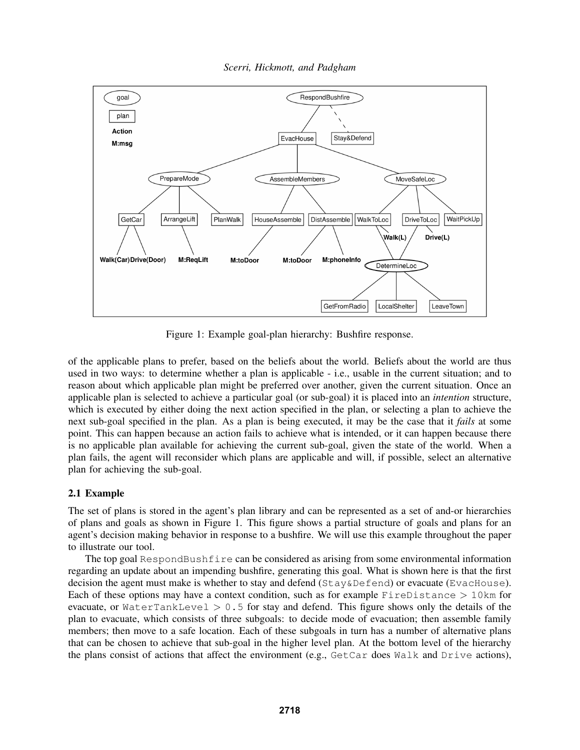Figure 1: Example goal-plan hierarchy: Bushfire response.

of the applicable plans to prefer, based on the beliefs about the world. Beliefs about the world are thus used in two ways: to determine whether a plan is applicable - i.e., usable in the current situation; and to reason about which applicable plan might be preferred over another, given the current situation. Once an applicable plan is selected to achieve a particular goal (or sub-goal) it is placed into an *intention* structure, which is executed by either doing the next action specified in the plan, or selecting a plan to achieve the next sub-goal specified in the plan. As a plan is being executed, it may be the case that it *fails* at some point. This can happen because an action fails to achieve what is intended, or it can happen because there is no applicable plan available for achieving the current sub-goal, given the state of the world. When a plan fails, the agent will reconsider which plans are applicable and will, if possible, select an alternative plan for achieving the sub-goal.

## 2.1 Example

The set of plans is stored in the agent's plan library and can be represented as a set of and-or hierarchies of plans and goals as shown in Figure 1. This figure shows a partial structure of goals and plans for an agent's decision making behavior in response to a bushfire. We will use this example throughout the paper to illustrate our tool.

The top goal `RespondBushfire` can be considered as arising from some environmental information regarding an update about an impending bushfire, generating this goal. What is shown here is that the first decision the agent must make is whether to stay and defend (`Stay&Defend`) or evacuate (`EvacHouse`). Each of these options may have a context condition, such as for example `FireDistance` $>$ `10km` for evacuate, or `WaterTankLevel` $>$ `0.5` for stay and defend. This figure shows only the details of the plan to evacuate, which consists of three subgoals: to decide mode of evacuation; then assemble family members; then move to a safe location. Each of these subgoals in turn has a number of alternative plans that can be chosen to achieve that sub-goal in the higher level plan. At the bottom level of the hierarchy the plans consist of actions that affect the environment (e.g., `GetCar` does `Walk` and `Drive` actions),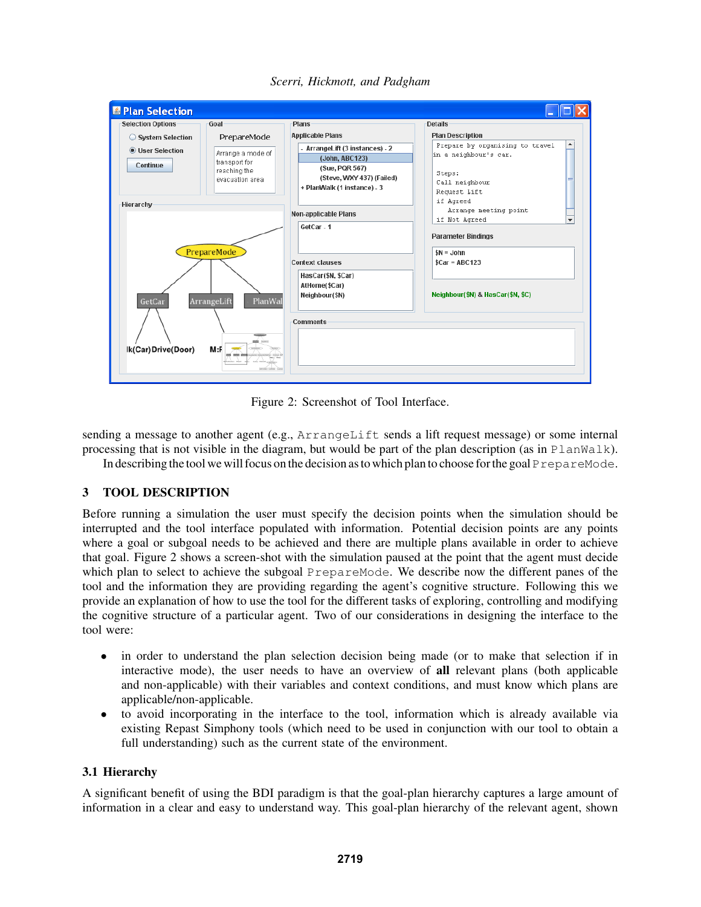Plan Selection

Selection Options

System Selection

User Selection

Continue

Goal

PrepareMode

Arrange a mode of transport for reaching the evacuation area

Plans

Applicable Plans

- ArrangeLift (3 instances) - 2

(John, ABC123)

(Sue, PQR 567)

(Steve, WXY 437) (Failed)

+ PlanWalk (1 instance) - 3

Non-applicable Plans

GetCar - 1

Context clauses

HasCar($N, $Car)

AtHome($Car)

Neighbour($N)

Details

Plan Description

Prepare by organising to travel in a neighbour's car.

Steps:
Call neighbour
Request lift
if Agreed
Arrange meeting point
if Not Agreed

Parameter Bindings

$N = John
$Car = ABC123

Neighbour($N) & HasCar($N, $C)

Hierarchy

PrepareMode

GetCar

ArrangeLift

PlanWal

lk(Car) Drive(Door)

M:F

Comments

Figure 2: Screenshot of Tool Interface.

sending a message to another agent (e.g., `ArrangeLift` sends a lift request message) or some internal processing that is not visible in the diagram, but would be part of the plan description (as in `PlanWalk`).

In describing the tool we will focus on the decision as to which plan to choose for the goal `PrepareMode`.

## 3 TOOL DESCRIPTION

Before running a simulation the user must specify the decision points when the simulation should be interrupted and the tool interface populated with information. Potential decision points are any points where a goal or subgoal needs to be achieved and there are multiple plans available in order to achieve that goal. Figure 2 shows a screen-shot with the simulation paused at the point that the agent must decide which plan to select to achieve the subgoal `PrepareMode`. We describe now the different panes of the tool and the information they are providing regarding the agent's cognitive structure. Following this we provide an explanation of how to use the tool for the different tasks of exploring, controlling and modifying the cognitive structure of a particular agent. Two of our considerations in designing the interface to the tool were:

- in order to understand the plan selection decision being made (or to make that selection if in interactive mode), the user needs to have an overview of **all** relevant plans (both applicable and non-applicable) with their variables and context conditions, and must know which plans are applicable/non-applicable.
- to avoid incorporating in the interface to the tool, information which is already available via existing Repast Simphony tools (which need to be used in conjunction with our tool to obtain a full understanding) such as the current state of the environment.

### 3.1 Hierarchy

A significant benefit of using the BDI paradigm is that the goal-plan hierarchy captures a large amount of information in a clear and easy to understand way. This goal-plan hierarchy of the relevant agent, shown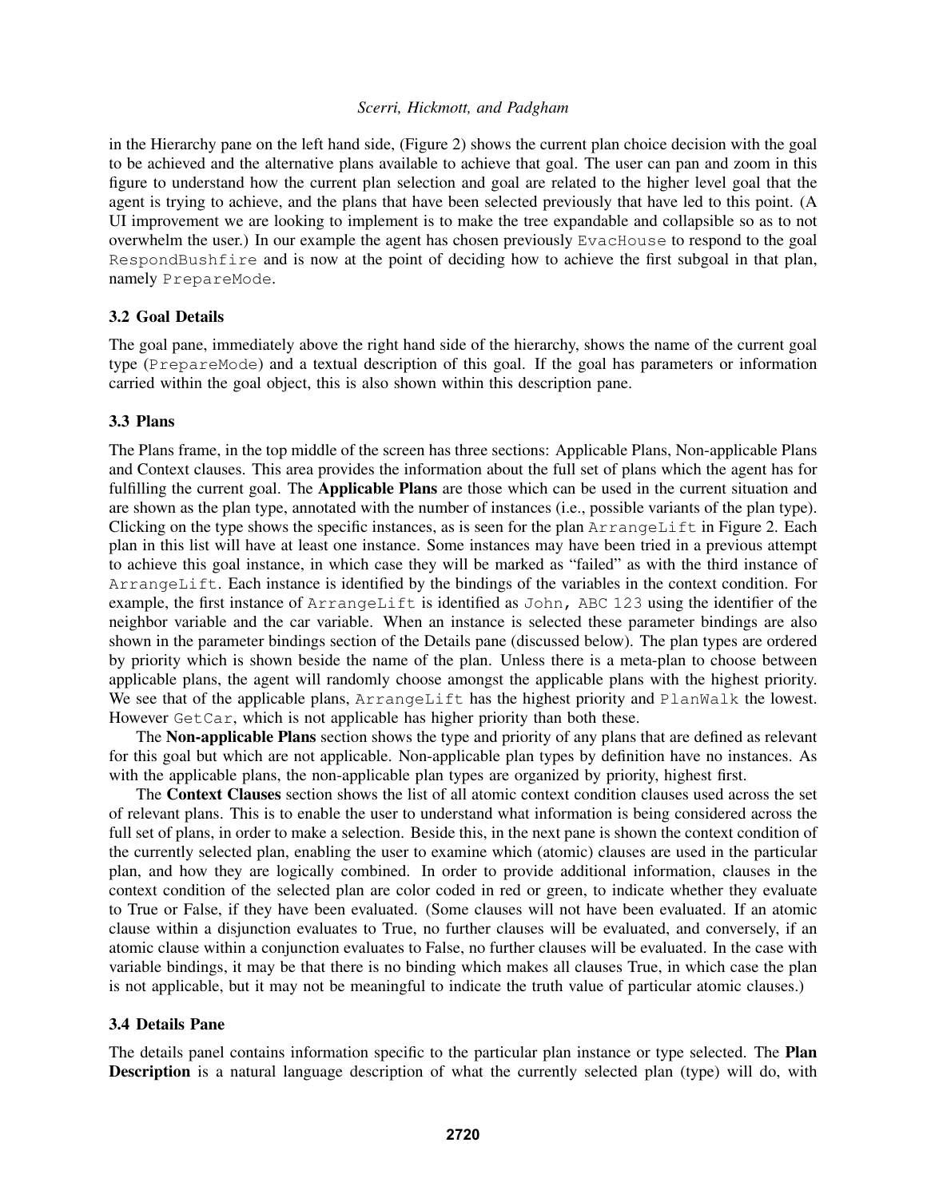in the Hierarchy pane on the left hand side, (Figure 2) shows the current plan choice decision with the goal to be achieved and the alternative plans available to achieve that goal. The user can pan and zoom in this figure to understand how the current plan selection and goal are related to the higher level goal that the agent is trying to achieve, and the plans that have been selected previously that have led to this point. (A UI improvement we are looking to implement is to make the tree expandable and collapsible so as to not overwhelm the user.) In our example the agent has chosen previously `EvacHouse` to respond to the goal `RespondBushfire` and is now at the point of deciding how to achieve the first subgoal in that plan, namely `PrepareMode`.

### 3.2 Goal Details

The goal pane, immediately above the right hand side of the hierarchy, shows the name of the current goal type (`PrepareMode`) and a textual description of this goal. If the goal has parameters or information carried within the goal object, this is also shown within this description pane.

### 3.3 Plans

The Plans frame, in the top middle of the screen has three sections: Applicable Plans, Non-applicable Plans and Context clauses. This area provides the information about the full set of plans which the agent has for fulfilling the current goal. The **Applicable Plans** are those which can be used in the current situation and are shown as the plan type, annotated with the number of instances (i.e., possible variants of the plan type). Clicking on the type shows the specific instances, as is seen for the plan `ArrangeLift` in Figure 2. Each plan in this list will have at least one instance. Some instances may have been tried in a previous attempt to achieve this goal instance, in which case they will be marked as "failed" as with the third instance of `ArrangeLift`. Each instance is identified by the bindings of the variables in the context condition. For example, the first instance of `ArrangeLift` is identified as `John, ABC 123` using the identifier of the neighbor variable and the car variable. When an instance is selected these parameter bindings are also shown in the parameter bindings section of the Details pane (discussed below). The plan types are ordered by priority which is shown beside the name of the plan. Unless there is a meta-plan to choose between applicable plans, the agent will randomly choose amongst the applicable plans with the highest priority. We see that of the applicable plans, `ArrangeLift` has the highest priority and `PlanWalk` the lowest. However `GetCar`, which is not applicable has higher priority than both these.

The **Non-applicable Plans** section shows the type and priority of any plans that are defined as relevant for this goal but which are not applicable. Non-applicable plan types by definition have no instances. As with the applicable plans, the non-applicable plan types are organized by priority, highest first.

The **Context Clauses** section shows the list of all atomic context condition clauses used across the set of relevant plans. This is to enable the user to understand what information is being considered across the full set of plans, in order to make a selection. Beside this, in the next pane is shown the context condition of the currently selected plan, enabling the user to examine which (atomic) clauses are used in the particular plan, and how they are logically combined. In order to provide additional information, clauses in the context condition of the selected plan are color coded in red or green, to indicate whether they evaluate to True or False, if they have been evaluated. (Some clauses will not have been evaluated. If an atomic clause within a disjunction evaluates to True, no further clauses will be evaluated, and conversely, if an atomic clause within a conjunction evaluates to False, no further clauses will be evaluated. In the case with variable bindings, it may be that there is no binding which makes all clauses True, in which case the plan is not applicable, but it may not be meaningful to indicate the truth value of particular atomic clauses.)

### 3.4 Details Pane

The details panel contains information specific to the particular plan instance or type selected. The **Plan Description** is a natural language description of what the currently selected plan (type) will do, with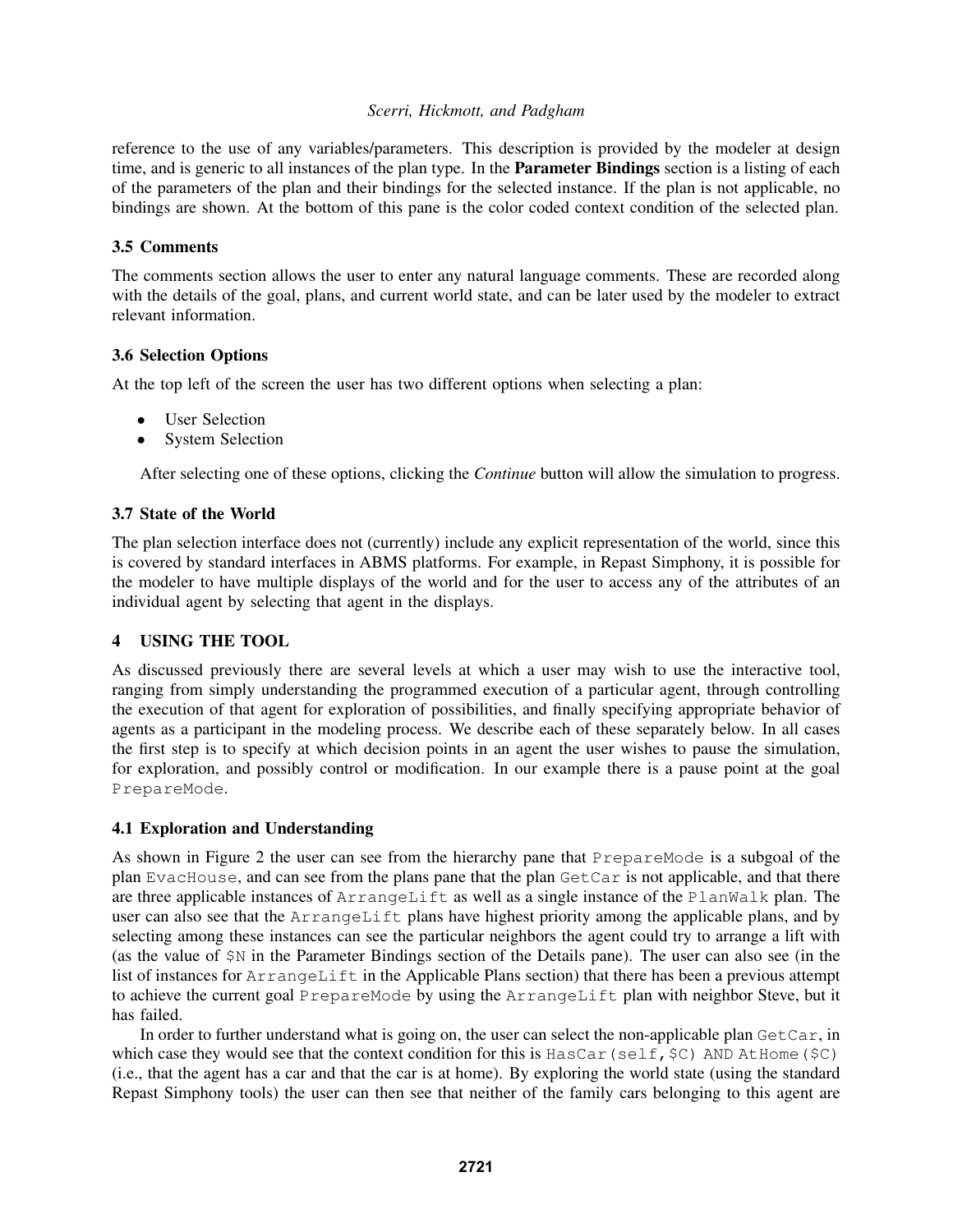reference to the use of any variables/parameters. This description is provided by the modeler at design time, and is generic to all instances of the plan type. In the **Parameter Bindings** section is a listing of each of the parameters of the plan and their bindings for the selected instance. If the plan is not applicable, no bindings are shown. At the bottom of this pane is the color coded context condition of the selected plan.

### 3.5 Comments

The comments section allows the user to enter any natural language comments. These are recorded along with the details of the goal, plans, and current world state, and can be later used by the modeler to extract relevant information.

### 3.6 Selection Options

At the top left of the screen the user has two different options when selecting a plan:

- User Selection
- System Selection

After selecting one of these options, clicking the *Continue* button will allow the simulation to progress.

### 3.7 State of the World

The plan selection interface does not (currently) include any explicit representation of the world, since this is covered by standard interfaces in ABMS platforms. For example, in Repast Simphony, it is possible for the modeler to have multiple displays of the world and for the user to access any of the attributes of an individual agent by selecting that agent in the displays.

## 4 USING THE TOOL

As discussed previously there are several levels at which a user may wish to use the interactive tool, ranging from simply understanding the programmed execution of a particular agent, through controlling the execution of that agent for exploration of possibilities, and finally specifying appropriate behavior of agents as a participant in the modeling process. We describe each of these separately below. In all cases the first step is to specify at which decision points in an agent the user wishes to pause the simulation, for exploration, and possibly control or modification. In our example there is a pause point at the goal `PrepareMode`.

### 4.1 Exploration and Understanding

As shown in Figure 2 the user can see from the hierarchy pane that `PrepareMode` is a subgoal of the plan `EvacHouse`, and can see from the plans pane that the plan `GetCar` is not applicable, and that there are three applicable instances of `ArrangeLift` as well as a single instance of the `PlanWalk` plan. The user can also see that the `ArrangeLift` plans have highest priority among the applicable plans, and by selecting among these instances can see the particular neighbors the agent could try to arrange a lift with (as the value of `$N` in the Parameter Bindings section of the Details pane). The user can also see (in the list of instances for `ArrangeLift` in the Applicable Plans section) that there has been a previous attempt to achieve the current goal `PrepareMode` by using the `ArrangeLift` plan with neighbor Steve, but it has failed.

In order to further understand what is going on, the user can select the non-applicable plan `GetCar`, in which case they would see that the context condition for this is `HasCar(self,$C) AND AtHome($C)` (i.e., that the agent has a car and that the car is at home). By exploring the world state (using the standard Repast Simphony tools) the user can then see that neither of the family cars belonging to this agent are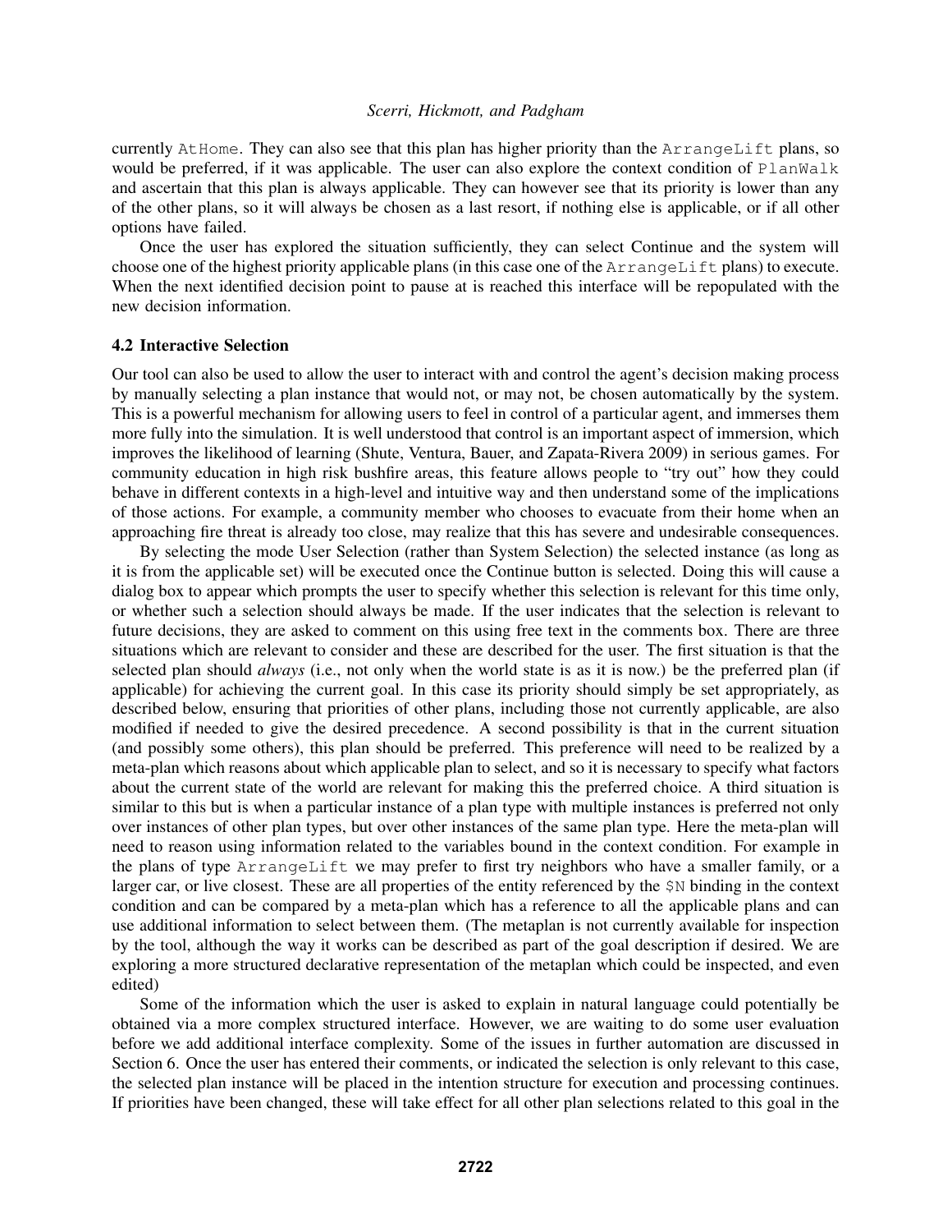currently `AtHome`. They can also see that this plan has higher priority than the `ArrangeLift` plans, so would be preferred, if it was applicable. The user can also explore the context condition of `PlanWalk` and ascertain that this plan is always applicable. They can however see that its priority is lower than any of the other plans, so it will always be chosen as a last resort, if nothing else is applicable, or if all other options have failed.

Once the user has explored the situation sufficiently, they can select Continue and the system will choose one of the highest priority applicable plans (in this case one of the `ArrangeLift` plans) to execute. When the next identified decision point to pause at is reached this interface will be repopulated with the new decision information.

### 4.2 Interactive Selection

Our tool can also be used to allow the user to interact with and control the agent's decision making process by manually selecting a plan instance that would not, or may not, be chosen automatically by the system. This is a powerful mechanism for allowing users to feel in control of a particular agent, and immerses them more fully into the simulation. It is well understood that control is an important aspect of immersion, which improves the likelihood of learning (Shute, Ventura, Bauer, and Zapata-Rivera 2009) in serious games. For community education in high risk bushfire areas, this feature allows people to "try out" how they could behave in different contexts in a high-level and intuitive way and then understand some of the implications of those actions. For example, a community member who chooses to evacuate from their home when an approaching fire threat is already too close, may realize that this has severe and undesirable consequences.

By selecting the mode User Selection (rather than System Selection) the selected instance (as long as it is from the applicable set) will be executed once the Continue button is selected. Doing this will cause a dialog box to appear which prompts the user to specify whether this selection is relevant for this time only, or whether such a selection should always be made. If the user indicates that the selection is relevant to future decisions, they are asked to comment on this using free text in the comments box. There are three situations which are relevant to consider and these are described for the user. The first situation is that the selected plan should *always* (i.e., not only when the world state is as it is now.) be the preferred plan (if applicable) for achieving the current goal. In this case its priority should simply be set appropriately, as described below, ensuring that priorities of other plans, including those not currently applicable, are also modified if needed to give the desired precedence. A second possibility is that in the current situation (and possibly some others), this plan should be preferred. This preference will need to be realized by a meta-plan which reasons about which applicable plan to select, and so it is necessary to specify what factors about the current state of the world are relevant for making this the preferred choice. A third situation is similar to this but is when a particular instance of a plan type with multiple instances is preferred not only over instances of other plan types, but over other instances of the same plan type. Here the meta-plan will need to reason using information related to the variables bound in the context condition. For example in the plans of type `ArrangeLift` we may prefer to first try neighbors who have a smaller family, or a larger car, or live closest. These are all properties of the entity referenced by the `$N` binding in the context condition and can be compared by a meta-plan which has a reference to all the applicable plans and can use additional information to select between them. (The metaplan is not currently available for inspection by the tool, although the way it works can be described as part of the goal description if desired. We are exploring a more structured declarative representation of the metaplan which could be inspected, and even edited)

Some of the information which the user is asked to explain in natural language could potentially be obtained via a more complex structured interface. However, we are waiting to do some user evaluation before we add additional interface complexity. Some of the issues in further automation are discussed in Section 6. Once the user has entered their comments, or indicated the selection is only relevant to this case, the selected plan instance will be placed in the intention structure for execution and processing continues. If priorities have been changed, these will take effect for all other plan selections related to this goal in the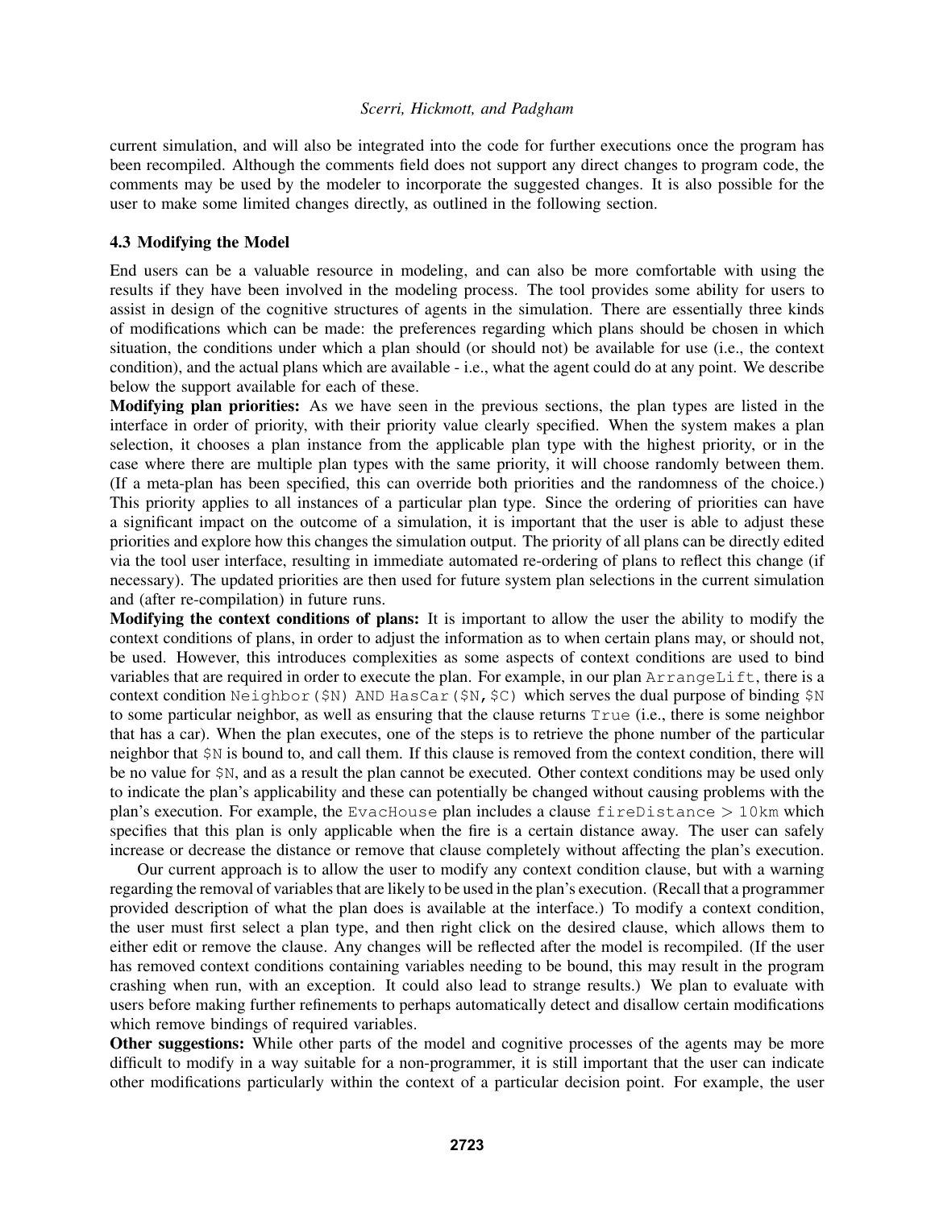current simulation, and will also be integrated into the code for further executions once the program has been recompiled. Although the comments field does not support any direct changes to program code, the comments may be used by the modeler to incorporate the suggested changes. It is also possible for the user to make some limited changes directly, as outlined in the following section.

### 4.3 Modifying the Model

End users can be a valuable resource in modeling, and can also be more comfortable with using the results if they have been involved in the modeling process. The tool provides some ability for users to assist in design of the cognitive structures of agents in the simulation. There are essentially three kinds of modifications which can be made: the preferences regarding which plans should be chosen in which situation, the conditions under which a plan should (or should not) be available for use (i.e., the context condition), and the actual plans which are available - i.e., what the agent could do at any point. We describe below the support available for each of these.

**Modifying plan priorities:** As we have seen in the previous sections, the plan types are listed in the interface in order of priority, with their priority value clearly specified. When the system makes a plan selection, it chooses a plan instance from the applicable plan type with the highest priority, or in the case where there are multiple plan types with the same priority, it will choose randomly between them. (If a meta-plan has been specified, this can override both priorities and the randomness of the choice.) This priority applies to all instances of a particular plan type. Since the ordering of priorities can have a significant impact on the outcome of a simulation, it is important that the user is able to adjust these priorities and explore how this changes the simulation output. The priority of all plans can be directly edited via the tool user interface, resulting in immediate automated re-ordering of plans to reflect this change (if necessary). The updated priorities are then used for future system plan selections in the current simulation and (after re-compilation) in future runs.

**Modifying the context conditions of plans:** It is important to allow the user the ability to modify the context conditions of plans, in order to adjust the information as to when certain plans may, or should not, be used. However, this introduces complexities as some aspects of context conditions are used to bind variables that are required in order to execute the plan. For example, in our plan `ArrangeLift`, there is a context condition `Neighbor($N) AND HasCar($N,$C)` which serves the dual purpose of binding `$N` to some particular neighbor, as well as ensuring that the clause returns `True` (i.e., there is some neighbor that has a car). When the plan executes, one of the steps is to retrieve the phone number of the particular neighbor that `$N` is bound to, and call them. If this clause is removed from the context condition, there will be no value for `$N`, and as a result the plan cannot be executed. Other context conditions may be used only to indicate the plan's applicability and these can potentially be changed without causing problems with the plan's execution. For example, the `EvacHouse` plan includes a clause `fireDistance > 10km` which specifies that this plan is only applicable when the fire is a certain distance away. The user can safely increase or decrease the distance or remove that clause completely without affecting the plan's execution.

Our current approach is to allow the user to modify any context condition clause, but with a warning regarding the removal of variables that are likely to be used in the plan's execution. (Recall that a programmer provided description of what the plan does is available at the interface.) To modify a context condition, the user must first select a plan type, and then right click on the desired clause, which allows them to either edit or remove the clause. Any changes will be reflected after the model is recompiled. (If the user has removed context conditions containing variables needing to be bound, this may result in the program crashing when run, with an exception. It could also lead to strange results.) We plan to evaluate with users before making further refinements to perhaps automatically detect and disallow certain modifications which remove bindings of required variables.

**Other suggestions:** While other parts of the model and cognitive processes of the agents may be more difficult to modify in a way suitable for a non-programmer, it is still important that the user can indicate other modifications particularly within the context of a particular decision point. For example, the user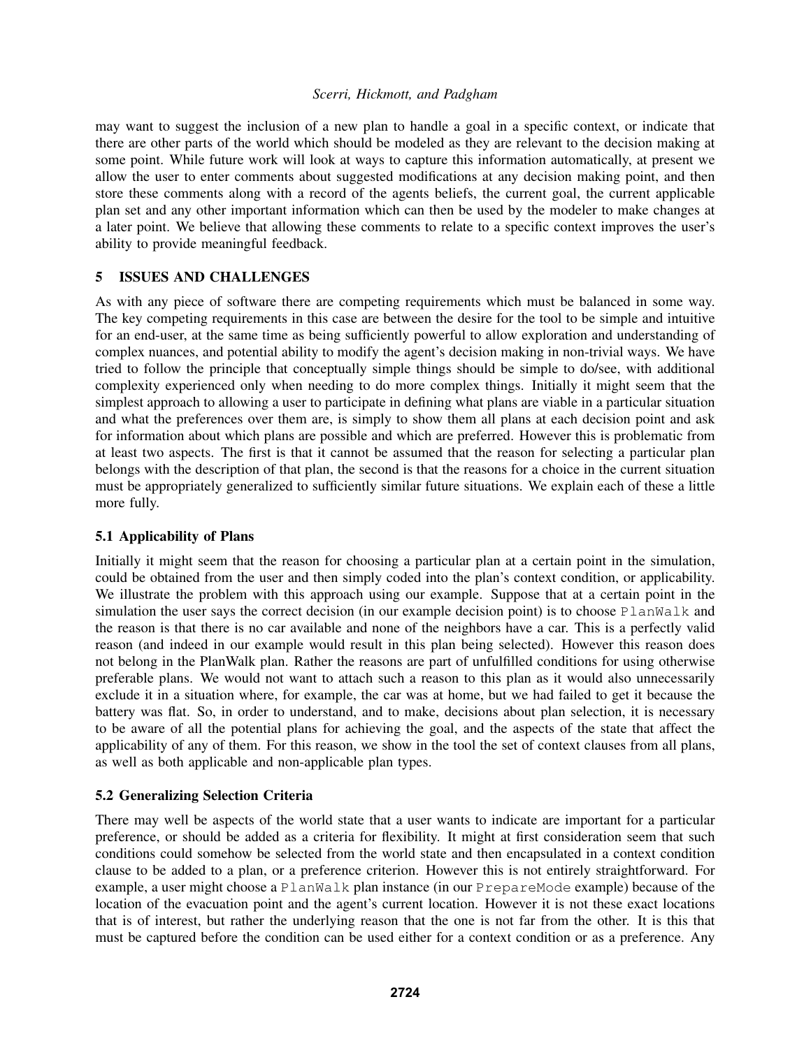may want to suggest the inclusion of a new plan to handle a goal in a specific context, or indicate that there are other parts of the world which should be modeled as they are relevant to the decision making at some point. While future work will look at ways to capture this information automatically, at present we allow the user to enter comments about suggested modifications at any decision making point, and then store these comments along with a record of the agents beliefs, the current goal, the current applicable plan set and any other important information which can then be used by the modeler to make changes at a later point. We believe that allowing these comments to relate to a specific context improves the user's ability to provide meaningful feedback.

## 5 ISSUES AND CHALLENGES

As with any piece of software there are competing requirements which must be balanced in some way. The key competing requirements in this case are between the desire for the tool to be simple and intuitive for an end-user, at the same time as being sufficiently powerful to allow exploration and understanding of complex nuances, and potential ability to modify the agent's decision making in non-trivial ways. We have tried to follow the principle that conceptually simple things should be simple to do/see, with additional complexity experienced only when needing to do more complex things. Initially it might seem that the simplest approach to allowing a user to participate in defining what plans are viable in a particular situation and what the preferences over them are, is simply to show them all plans at each decision point and ask for information about which plans are possible and which are preferred. However this is problematic from at least two aspects. The first is that it cannot be assumed that the reason for selecting a particular plan belongs with the description of that plan, the second is that the reasons for a choice in the current situation must be appropriately generalized to sufficiently similar future situations. We explain each of these a little more fully.

### 5.1 Applicability of Plans

Initially it might seem that the reason for choosing a particular plan at a certain point in the simulation, could be obtained from the user and then simply coded into the plan's context condition, or applicability. We illustrate the problem with this approach using our example. Suppose that at a certain point in the simulation the user says the correct decision (in our example decision point) is to choose `PlanWalk` and the reason is that there is no car available and none of the neighbors have a car. This is a perfectly valid reason (and indeed in our example would result in this plan being selected). However this reason does not belong in the PlanWalk plan. Rather the reasons are part of unfulfilled conditions for using otherwise preferable plans. We would not want to attach such a reason to this plan as it would also unnecessarily exclude it in a situation where, for example, the car was at home, but we had failed to get it because the battery was flat. So, in order to understand, and to make, decisions about plan selection, it is necessary to be aware of all the potential plans for achieving the goal, and the aspects of the state that affect the applicability of any of them. For this reason, we show in the tool the set of context clauses from all plans, as well as both applicable and non-applicable plan types.

### 5.2 Generalizing Selection Criteria

There may well be aspects of the world state that a user wants to indicate are important for a particular preference, or should be added as a criteria for flexibility. It might at first consideration seem that such conditions could somehow be selected from the world state and then encapsulated in a context condition clause to be added to a plan, or a preference criterion. However this is not entirely straightforward. For example, a user might choose a `PlanWalk` plan instance (in our `PrepareMode` example) because of the location of the evacuation point and the agent's current location. However it is not these exact locations that is of interest, but rather the underlying reason that the one is not far from the other. It is this that must be captured before the condition can be used either for a context condition or as a preference. Any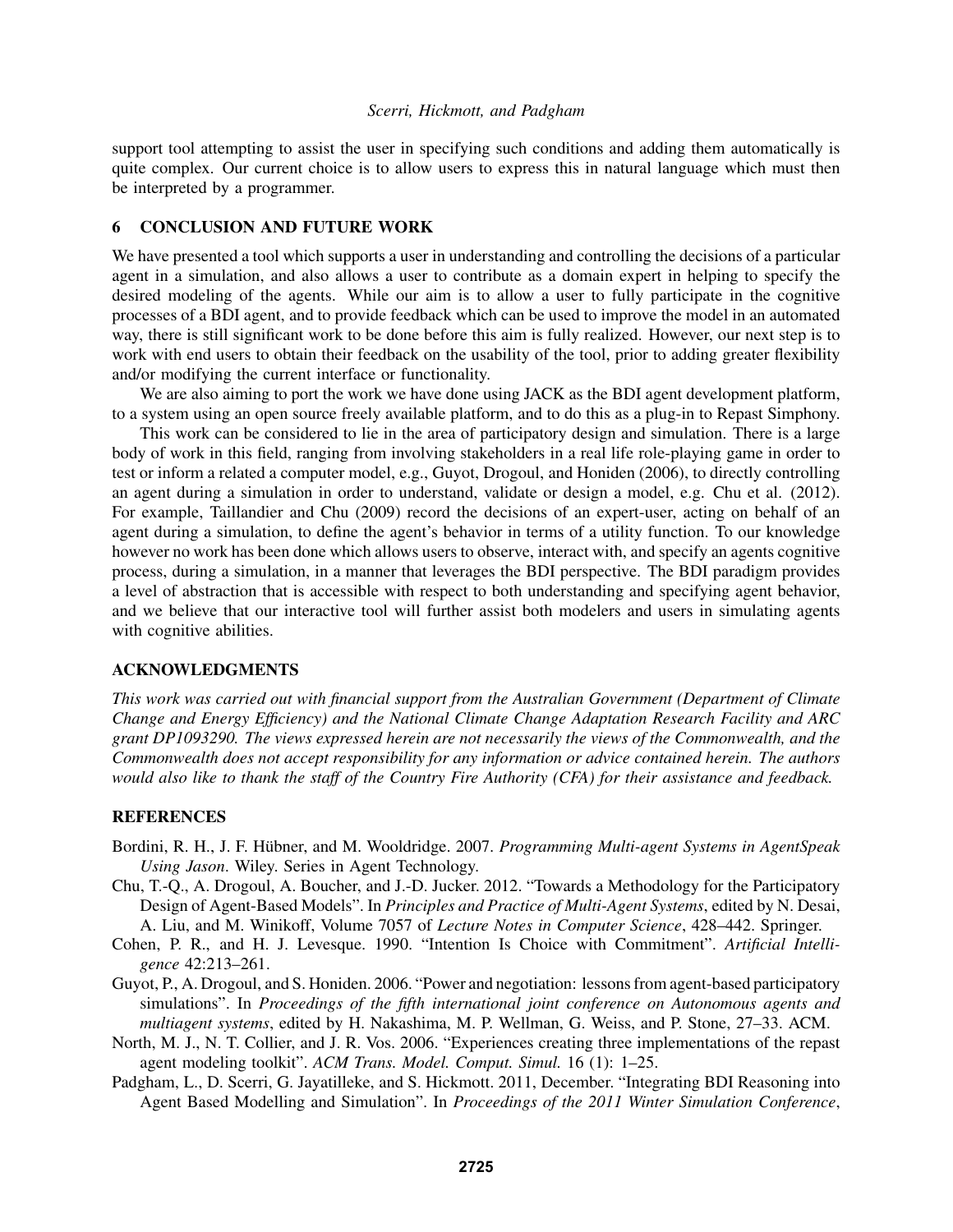support tool attempting to assist the user in specifying such conditions and adding them automatically is quite complex. Our current choice is to allow users to express this in natural language which must then be interpreted by a programmer.

## 6 CONCLUSION AND FUTURE WORK

We have presented a tool which supports a user in understanding and controlling the decisions of a particular agent in a simulation, and also allows a user to contribute as a domain expert in helping to specify the desired modeling of the agents. While our aim is to allow a user to fully participate in the cognitive processes of a BDI agent, and to provide feedback which can be used to improve the model in an automated way, there is still significant work to be done before this aim is fully realized. However, our next step is to work with end users to obtain their feedback on the usability of the tool, prior to adding greater flexibility and/or modifying the current interface or functionality.

We are also aiming to port the work we have done using JACK as the BDI agent development platform, to a system using an open source freely available platform, and to do this as a plug-in to Repast Simphony.

This work can be considered to lie in the area of participatory design and simulation. There is a large body of work in this field, ranging from involving stakeholders in a real life role-playing game in order to test or inform a related a computer model, e.g., Guyot, Drogoul, and Honiden (2006), to directly controlling an agent during a simulation in order to understand, validate or design a model, e.g. Chu et al. (2012). For example, Taillandier and Chu (2009) record the decisions of an expert-user, acting on behalf of an agent during a simulation, to define the agent's behavior in terms of a utility function. To our knowledge however no work has been done which allows users to observe, interact with, and specify an agents cognitive process, during a simulation, in a manner that leverages the BDI perspective. The BDI paradigm provides a level of abstraction that is accessible with respect to both understanding and specifying agent behavior, and we believe that our interactive tool will further assist both modelers and users in simulating agents with cognitive abilities.

## ACKNOWLEDGMENTS

*This work was carried out with financial support from the Australian Government (Department of Climate Change and Energy Efficiency) and the National Climate Change Adaptation Research Facility and ARC grant DP1093290. The views expressed herein are not necessarily the views of the Commonwealth, and the Commonwealth does not accept responsibility for any information or advice contained herein. The authors would also like to thank the staff of the Country Fire Authority (CFA) for their assistance and feedback.*

## REFERENCES

Bordini, R. H., J. F. Hübner, and M. Wooldridge. 2007. *Programming Multi-agent Systems in AgentSpeak Using Jason*. Wiley. Series in Agent Technology.

Chu, T.-Q., A. Drogoul, A. Boucher, and J.-D. Jucker. 2012. "Towards a Methodology for the Participatory Design of Agent-Based Models". In *Principles and Practice of Multi-Agent Systems*, edited by N. Desai, A. Liu, and M. Winikoff, Volume 7057 of *Lecture Notes in Computer Science*, 428–442. Springer.

Cohen, P. R., and H. J. Levesque. 1990. "Intention Is Choice with Commitment". *Artificial Intelligence* 42:213–261.

Guyot, P., A. Drogoul, and S. Honiden. 2006. "Power and negotiation: lessons from agent-based participatory simulations". In *Proceedings of the fifth international joint conference on Autonomous agents and multiagent systems*, edited by H. Nakashima, M. P. Wellman, G. Weiss, and P. Stone, 27–33. ACM.

North, M. J., N. T. Collier, and J. R. Vos. 2006. "Experiences creating three implementations of the repast agent modeling toolkit". *ACM Trans. Model. Comput. Simul.* 16 (1): 1–25.

Padgham, L., D. Scerri, G. Jayatilleke, and S. Hickmott. 2011, December. "Integrating BDI Reasoning into Agent Based Modelling and Simulation". In *Proceedings of the 2011 Winter Simulation Conference*,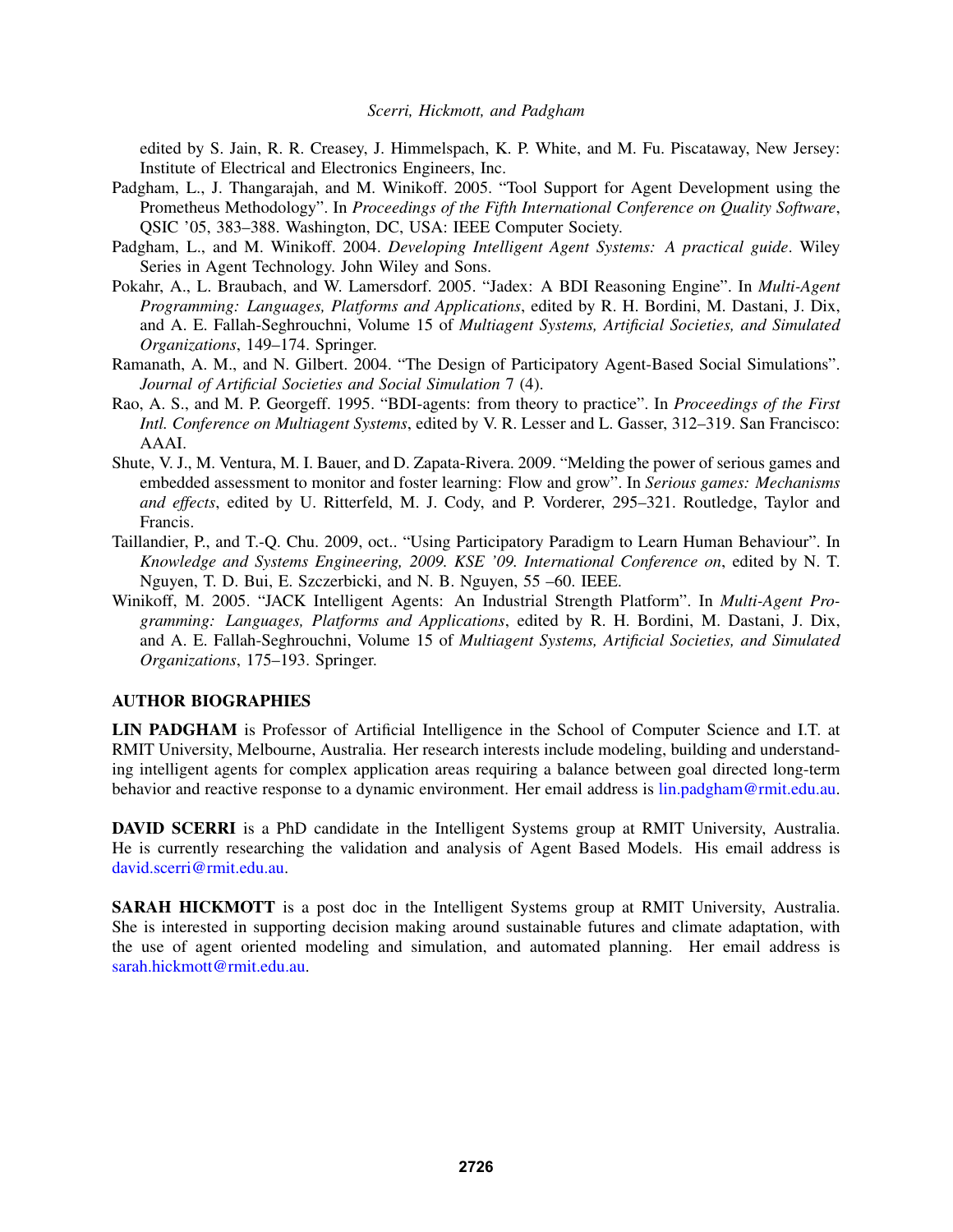edited by S. Jain, R. R. Creasey, J. Himmelspach, K. P. White, and M. Fu. Piscataway, New Jersey: Institute of Electrical and Electronics Engineers, Inc.

Padgham, L., J. Thangarajah, and M. Winikoff. 2005. "Tool Support for Agent Development using the Prometheus Methodology". In *Proceedings of the Fifth International Conference on Quality Software*, QSIC '05, 383–388. Washington, DC, USA: IEEE Computer Society.

Padgham, L., and M. Winikoff. 2004. *Developing Intelligent Agent Systems: A practical guide*. Wiley Series in Agent Technology. John Wiley and Sons.

Pokahr, A., L. Braubach, and W. Lamersdorf. 2005. "Jadex: A BDI Reasoning Engine". In *Multi-Agent Programming: Languages, Platforms and Applications*, edited by R. H. Bordini, M. Dastani, J. Dix, and A. E. Fallah-Seghrouchni, Volume 15 of *Multiagent Systems, Artificial Societies, and Simulated Organizations*, 149–174. Springer.

Ramanath, A. M., and N. Gilbert. 2004. "The Design of Participatory Agent-Based Social Simulations". *Journal of Artificial Societies and Social Simulation* 7 (4).

Rao, A. S., and M. P. Georgeff. 1995. "BDI-agents: from theory to practice". In *Proceedings of the First Intl. Conference on Multiagent Systems*, edited by V. R. Lesser and L. Gasser, 312–319. San Francisco: AAAI.

Shute, V. J., M. Ventura, M. I. Bauer, and D. Zapata-Rivera. 2009. "Melding the power of serious games and embedded assessment to monitor and foster learning: Flow and grow". In *Serious games: Mechanisms and effects*, edited by U. Ritterfeld, M. J. Cody, and P. Vorderer, 295–321. Routledge, Taylor and Francis.

Taillandier, P., and T.-Q. Chu. 2009, oct.. "Using Participatory Paradigm to Learn Human Behaviour". In *Knowledge and Systems Engineering, 2009. KSE '09. International Conference on*, edited by N. T. Nguyen, T. D. Bui, E. Szczerbicki, and N. B. Nguyen, 55 –60. IEEE.

Winikoff, M. 2005. "JACK Intelligent Agents: An Industrial Strength Platform". In *Multi-Agent Programming: Languages, Platforms and Applications*, edited by R. H. Bordini, M. Dastani, J. Dix, and A. E. Fallah-Seghrouchni, Volume 15 of *Multiagent Systems, Artificial Societies, and Simulated Organizations*, 175–193. Springer.

## AUTHOR BIOGRAPHIES

**LIN PADGHAM** is Professor of Artificial Intelligence in the School of Computer Science and I.T. at RMIT University, Melbourne, Australia. Her research interests include modeling, building and understanding intelligent agents for complex application areas requiring a balance between goal directed long-term behavior and reactive response to a dynamic environment. Her email address is lin.padgham@rmit.edu.au.

**DAVID SCERRI** is a PhD candidate in the Intelligent Systems group at RMIT University, Australia. He is currently researching the validation and analysis of Agent Based Models. His email address is david.scerri@rmit.edu.au.

**SARAH HICKMOTT** is a post doc in the Intelligent Systems group at RMIT University, Australia. She is interested in supporting decision making around sustainable futures and climate adaptation, with the use of agent oriented modeling and simulation, and automated planning. Her email address is sarah.hickmott@rmit.edu.au.